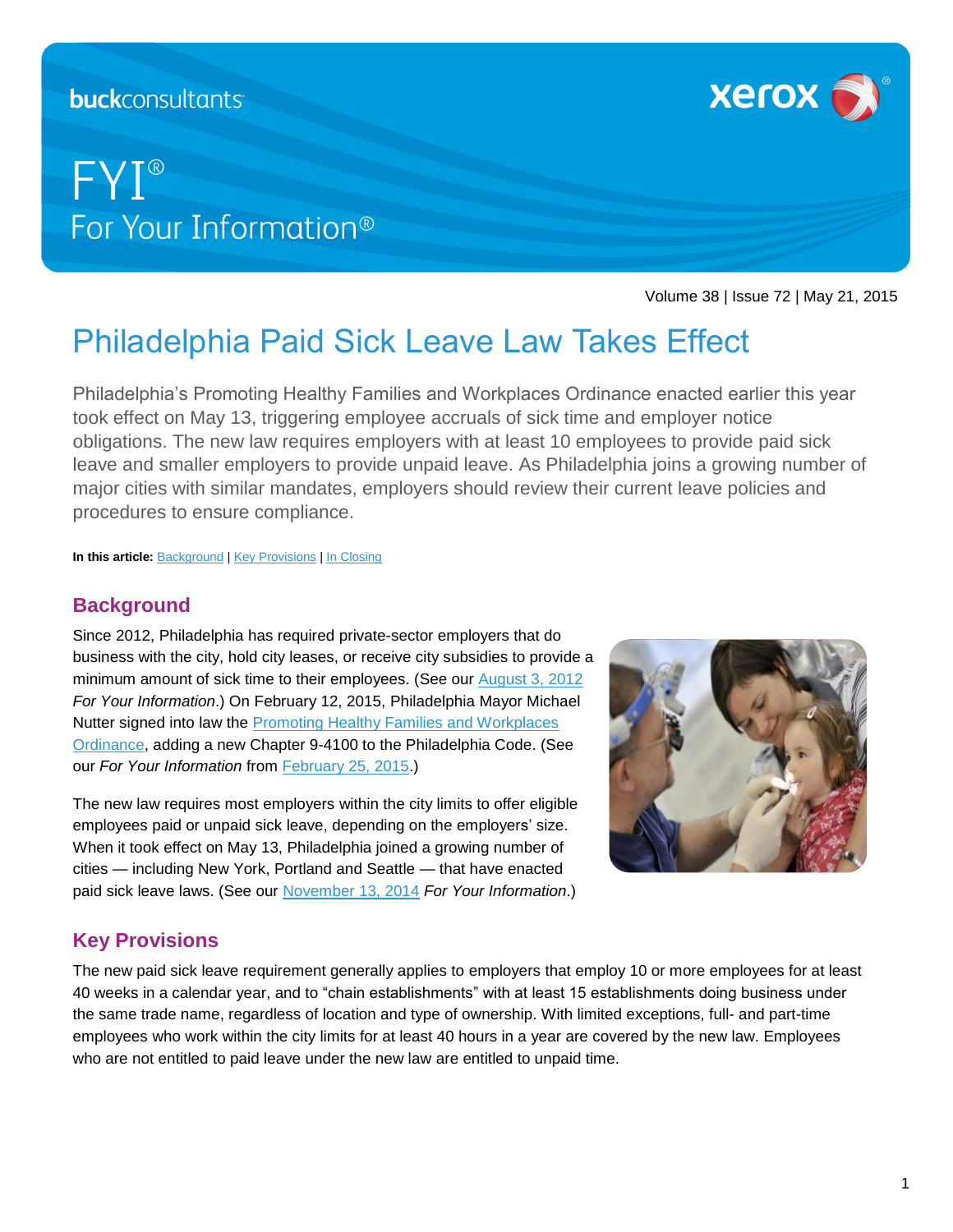buckconsultants

xerox

# FYI®
For Your Information®

Volume 38 | Issue 72 | May 21, 2015

# Philadelphia Paid Sick Leave Law Takes Effect

Philadelphia's Promoting Healthy Families and Workplaces Ordinance enacted earlier this year took effect on May 13, triggering employee accruals of sick time and employer notice obligations. The new law requires employers with at least 10 employees to provide paid sick leave and smaller employers to provide unpaid leave. As Philadelphia joins a growing number of major cities with similar mandates, employers should review their current leave policies and procedures to ensure compliance.

**In this article:** Background | Key Provisions | In Closing

## Background

Since 2012, Philadelphia has required private-sector employers that do business with the city, hold city leases, or receive city subsidies to provide a minimum amount of sick time to their employees. (See our August 3, 2012 *For Your Information*.) On February 12, 2015, Philadelphia Mayor Michael Nutter signed into law the Promoting Healthy Families and Workplaces Ordinance, adding a new Chapter 9-4100 to the Philadelphia Code. (See our *For Your Information* from February 25, 2015.)

The new law requires most employers within the city limits to offer eligible employees paid or unpaid sick leave, depending on the employers' size. When it took effect on May 13, Philadelphia joined a growing number of cities — including New York, Portland and Seattle — that have enacted paid sick leave laws. (See our November 13, 2014 *For Your Information*.)

## Key Provisions

The new paid sick leave requirement generally applies to employers that employ 10 or more employees for at least 40 weeks in a calendar year, and to "chain establishments" with at least 15 establishments doing business under the same trade name, regardless of location and type of ownership. With limited exceptions, full- and part-time employees who work within the city limits for at least 40 hours in a year are covered by the new law. Employees who are not entitled to paid leave under the new law are entitled to unpaid time.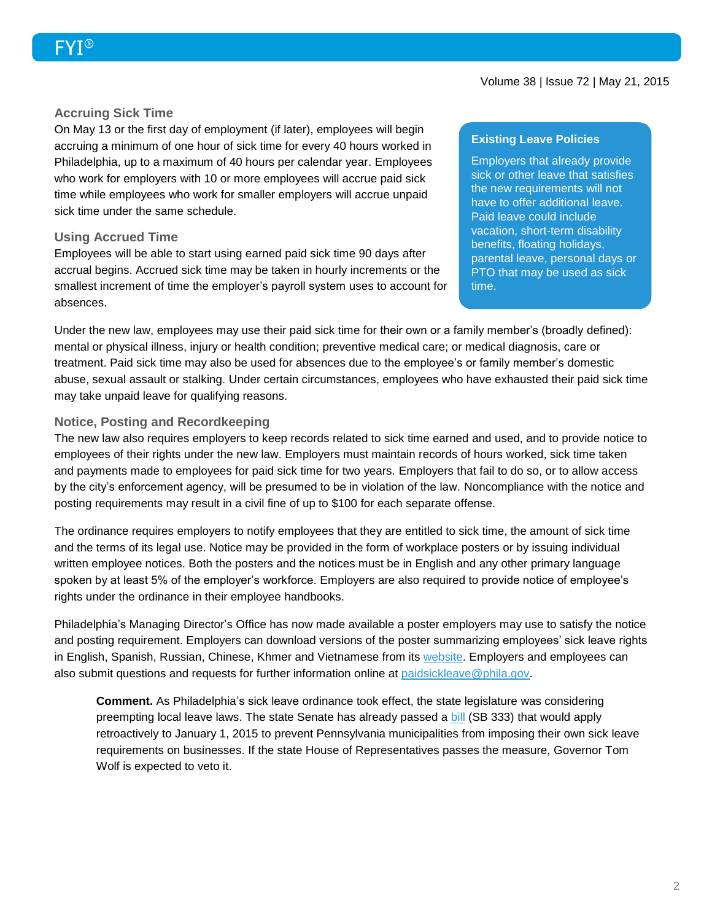### Accruing Sick Time

On May 13 or the first day of employment (if later), employees will begin accruing a minimum of one hour of sick time for every 40 hours worked in Philadelphia, up to a maximum of 40 hours per calendar year. Employees who work for employers with 10 or more employees will accrue paid sick time while employees who work for smaller employers will accrue unpaid sick time under the same schedule.

### Using Accrued Time

Employees will be able to start using earned paid sick time 90 days after accrual begins. Accrued sick time may be taken in hourly increments or the smallest increment of time the employer's payroll system uses to account for absences.

> **Existing Leave Policies**
>
> Employers that already provide sick or other leave that satisfies the new requirements will not have to offer additional leave. Paid leave could include vacation, short-term disability benefits, floating holidays, parental leave, personal days or PTO that may be used as sick time.

Under the new law, employees may use their paid sick time for their own or a family member's (broadly defined): mental or physical illness, injury or health condition; preventive medical care; or medical diagnosis, care or treatment. Paid sick time may also be used for absences due to the employee's or family member's domestic abuse, sexual assault or stalking. Under certain circumstances, employees who have exhausted their paid sick time may take unpaid leave for qualifying reasons.

### Notice, Posting and Recordkeeping

The new law also requires employers to keep records related to sick time earned and used, and to provide notice to employees of their rights under the new law. Employers must maintain records of hours worked, sick time taken and payments made to employees for paid sick time for two years. Employers that fail to do so, or to allow access by the city's enforcement agency, will be presumed to be in violation of the law. Noncompliance with the notice and posting requirements may result in a civil fine of up to $100 for each separate offense.

The ordinance requires employers to notify employees that they are entitled to sick time, the amount of sick time and the terms of its legal use. Notice may be provided in the form of workplace posters or by issuing individual written employee notices. Both the posters and the notices must be in English and any other primary language spoken by at least 5% of the employer's workforce. Employers are also required to provide notice of employee's rights under the ordinance in their employee handbooks.

Philadelphia's Managing Director's Office has now made available a poster employers may use to satisfy the notice and posting requirement. Employers can download versions of the poster summarizing employees' sick leave rights in English, Spanish, Russian, Chinese, Khmer and Vietnamese from its website. Employers and employees can also submit questions and requests for further information online at paidsickleave@phila.gov.

> **Comment.** As Philadelphia's sick leave ordinance took effect, the state legislature was considering preempting local leave laws. The state Senate has already passed a bill (SB 333) that would apply retroactively to January 1, 2015 to prevent Pennsylvania municipalities from imposing their own sick leave requirements on businesses. If the state House of Representatives passes the measure, Governor Tom Wolf is expected to veto it.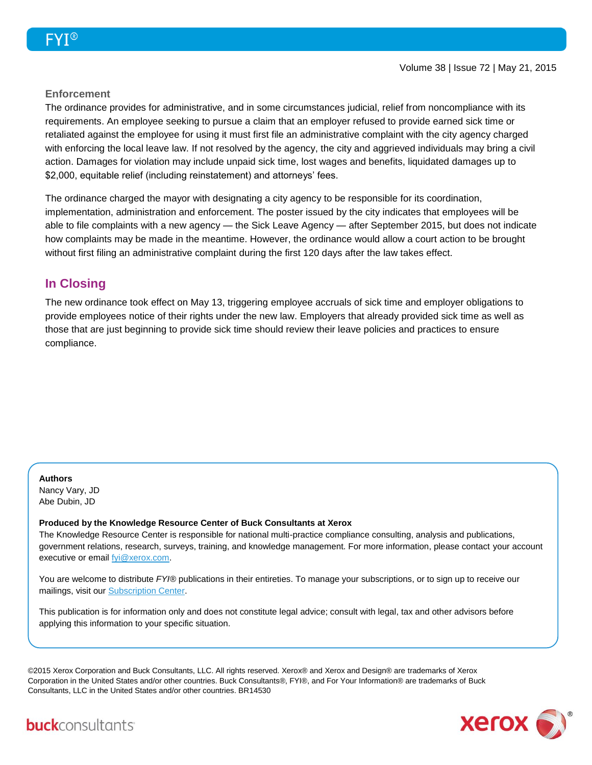### Enforcement

The ordinance provides for administrative, and in some circumstances judicial, relief from noncompliance with its requirements. An employee seeking to pursue a claim that an employer refused to provide earned sick time or retaliated against the employee for using it must first file an administrative complaint with the city agency charged with enforcing the local leave law. If not resolved by the agency, the city and aggrieved individuals may bring a civil action. Damages for violation may include unpaid sick time, lost wages and benefits, liquidated damages up to $2,000, equitable relief (including reinstatement) and attorneys' fees.

The ordinance charged the mayor with designating a city agency to be responsible for its coordination, implementation, administration and enforcement. The poster issued by the city indicates that employees will be able to file complaints with a new agency — the Sick Leave Agency — after September 2015, but does not indicate how complaints may be made in the meantime. However, the ordinance would allow a court action to be brought without first filing an administrative complaint during the first 120 days after the law takes effect.

## In Closing

The new ordinance took effect on May 13, triggering employee accruals of sick time and employer obligations to provide employees notice of their rights under the new law. Employers that already provided sick time as well as those that are just beginning to provide sick time should review their leave policies and practices to ensure compliance.

**Authors**
Nancy Vary, JD
Abe Dubin, JD

**Produced by the Knowledge Resource Center of Buck Consultants at Xerox**
The Knowledge Resource Center is responsible for national multi-practice compliance consulting, analysis and publications, government relations, research, surveys, training, and knowledge management. For more information, please contact your account executive or email fyi@xerox.com.

You are welcome to distribute *FYI*® publications in their entireties. To manage your subscriptions, or to sign up to receive our mailings, visit our Subscription Center.

This publication is for information only and does not constitute legal advice; consult with legal, tax and other advisors before applying this information to your specific situation.

©2015 Xerox Corporation and Buck Consultants, LLC. All rights reserved. Xerox® and Xerox and Design® are trademarks of Xerox Corporation in the United States and/or other countries. Buck Consultants®, FYI®, and For Your Information® are trademarks of Buck Consultants, LLC in the United States and/or other countries. BR14530